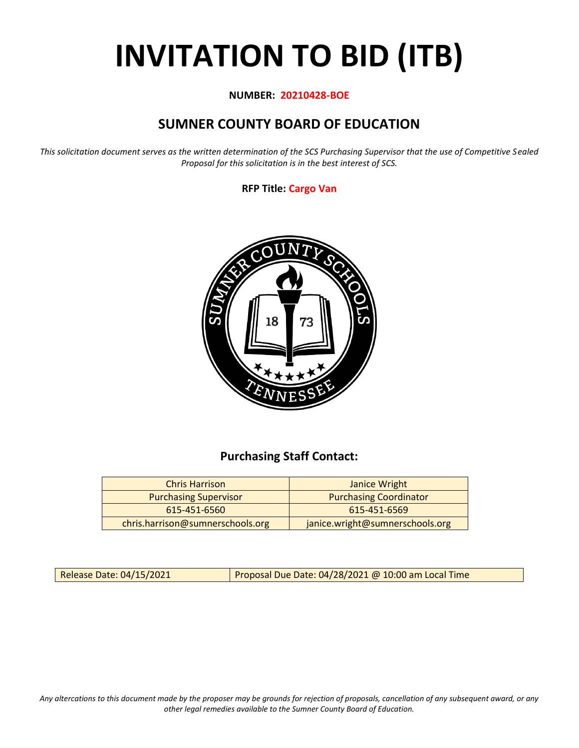# INVITATION TO BID (ITB)

**NUMBER: 20210428-BOE**

## SUMNER COUNTY BOARD OF EDUCATION

*This solicitation document serves as the written determination of the SCS Purchasing Supervisor that the use of Competitive Sealed Proposal for this solicitation is in the best interest of SCS.*

**RFP Title: Cargo Van**

### Purchasing Staff Contact:

| Chris Harrison | Janice Wright |
|---|---|
| Purchasing Supervisor | Purchasing Coordinator |
| 615-451-6560 | 615-451-6569 |
| chris.harrison@sumnerschools.org | janice.wright@sumnerschools.org |

| Release Date: 04/15/2021 | Proposal Due Date: 04/28/2021 @ 10:00 am Local Time |
|---|---|

*Any altercations to this document made by the proposer may be grounds for rejection of proposals, cancellation of any subsequent award, or any other legal remedies available to the Sumner County Board of Education.*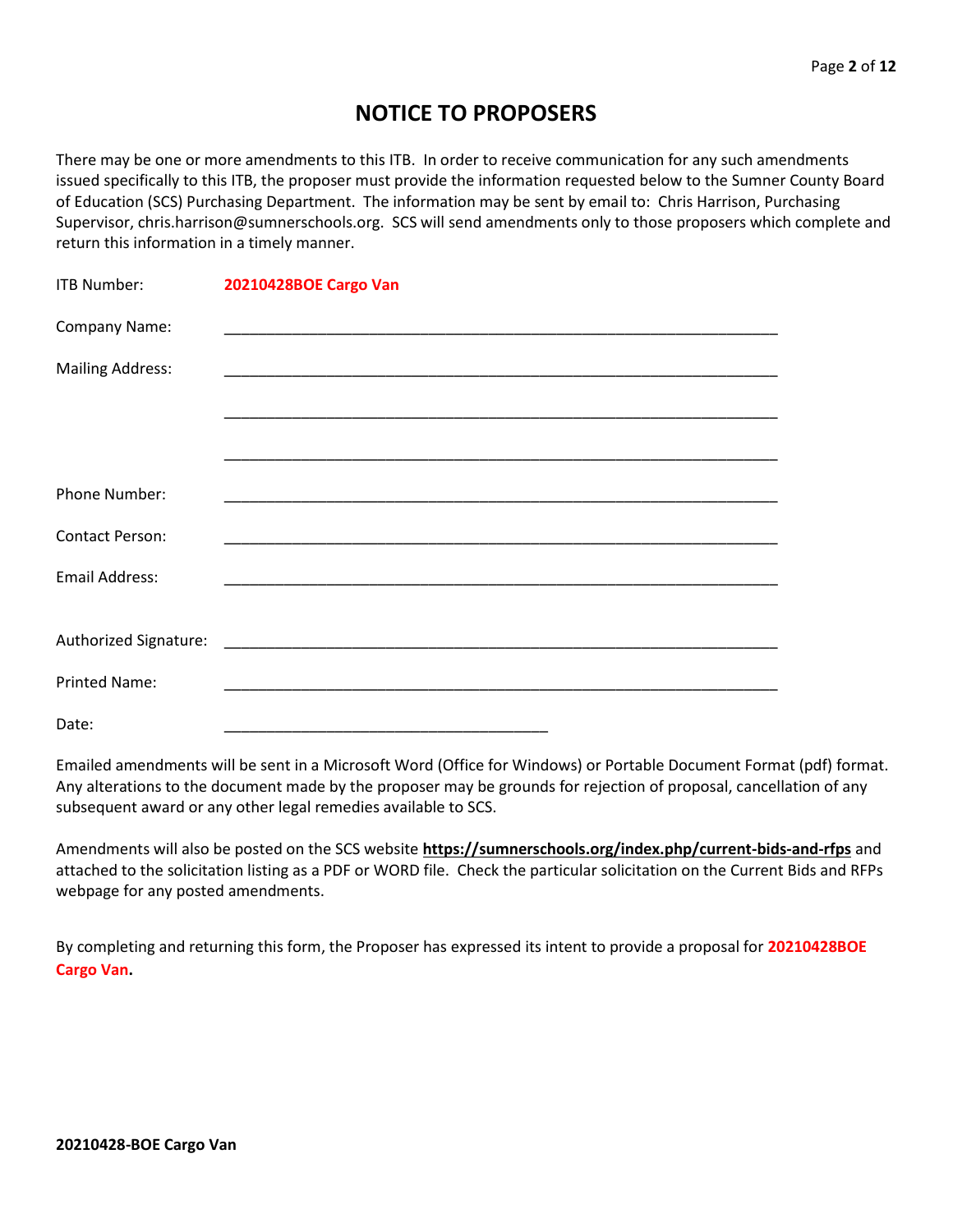# NOTICE TO PROPOSERS

There may be one or more amendments to this ITB. In order to receive communication for any such amendments issued specifically to this ITB, the proposer must provide the information requested below to the Sumner County Board of Education (SCS) Purchasing Department. The information may be sent by email to: Chris Harrison, Purchasing Supervisor, chris.harrison@sumnerschools.org. SCS will send amendments only to those proposers which complete and return this information in a timely manner.

ITB Number: **20210428BOE Cargo Van**

Company Name: ______________________________________________________________

Mailing Address: ______________________________________________________________

______________________________________________________________

______________________________________________________________

Phone Number: ______________________________________________________________

Contact Person: ______________________________________________________________

Email Address: ______________________________________________________________

Authorized Signature: ______________________________________________________________

Printed Name: ______________________________________________________________

Date: ____________________________________

Emailed amendments will be sent in a Microsoft Word (Office for Windows) or Portable Document Format (pdf) format. Any alterations to the document made by the proposer may be grounds for rejection of proposal, cancellation of any subsequent award or any other legal remedies available to SCS.

Amendments will also be posted on the SCS website **https://sumnerschools.org/index.php/current-bids-and-rfps** and attached to the solicitation listing as a PDF or WORD file. Check the particular solicitation on the Current Bids and RFPs webpage for any posted amendments.

By completing and returning this form, the Proposer has expressed its intent to provide a proposal for **20210428BOE Cargo Van.**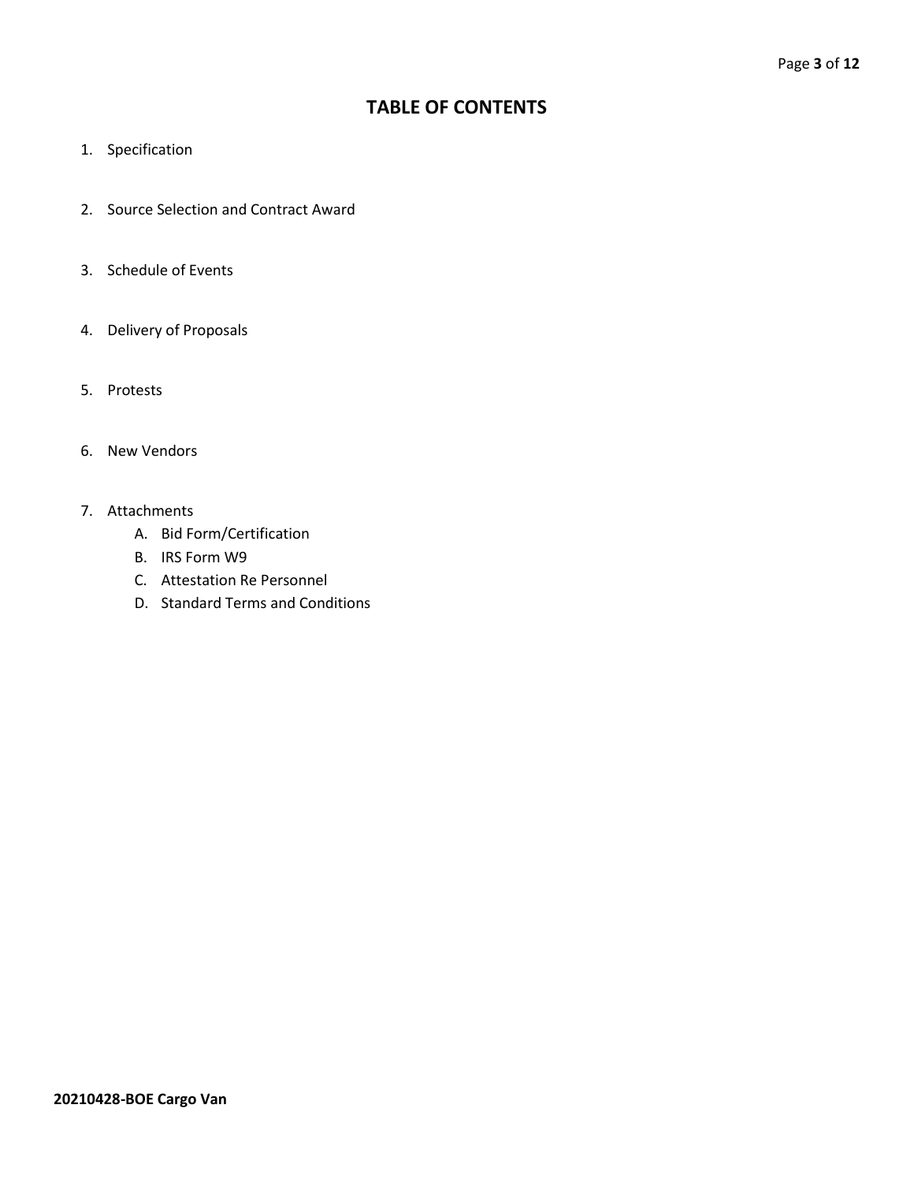# TABLE OF CONTENTS

1. Specification

2. Source Selection and Contract Award

3. Schedule of Events

4. Delivery of Proposals

5. Protests

6. New Vendors

7. Attachments
   A. Bid Form/Certification
   B. IRS Form W9
   C. Attestation Re Personnel
   D. Standard Terms and Conditions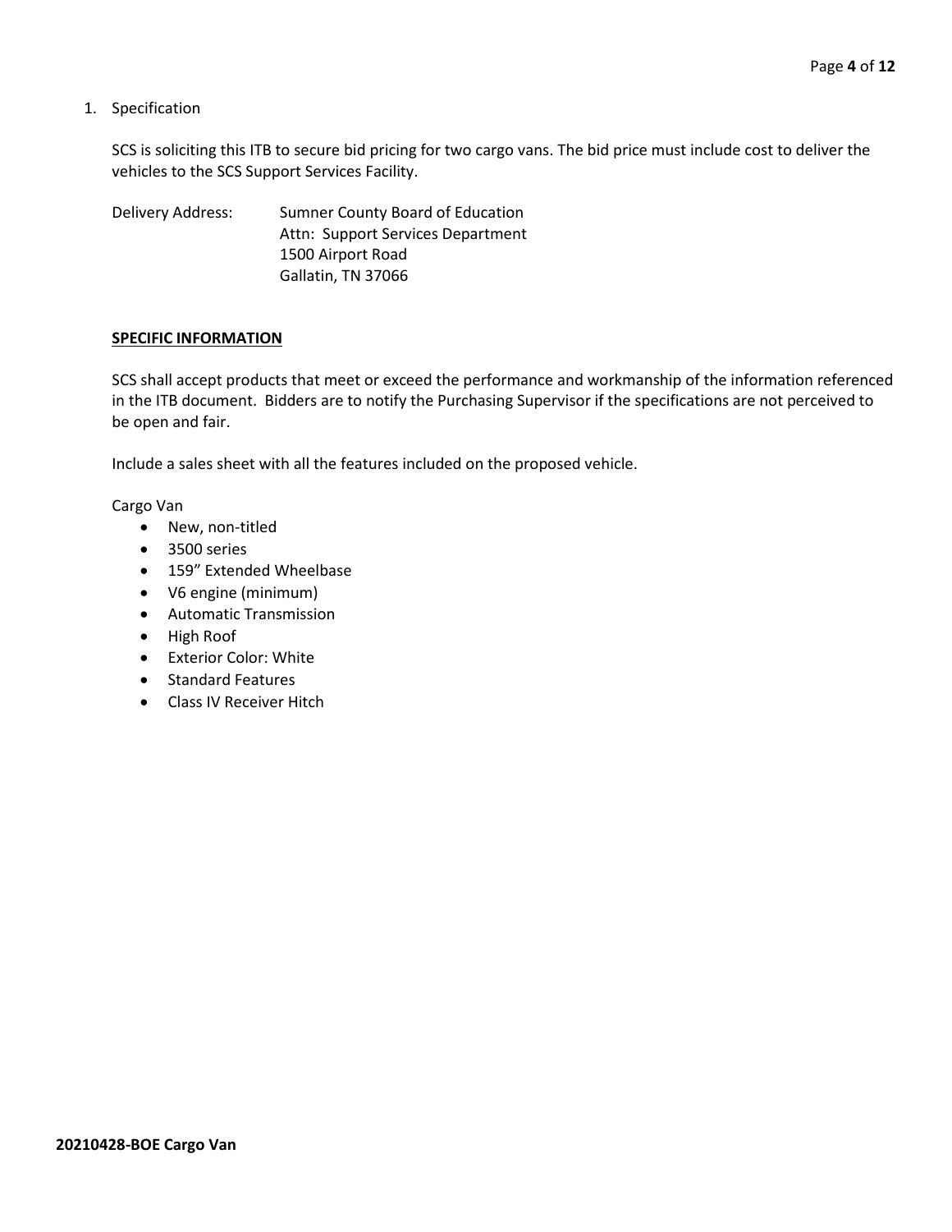1. Specification

SCS is soliciting this ITB to secure bid pricing for two cargo vans. The bid price must include cost to deliver the vehicles to the SCS Support Services Facility.

Delivery Address: Sumner County Board of Education
Attn: Support Services Department
1500 Airport Road
Gallatin, TN 37066

**SPECIFIC INFORMATION**

SCS shall accept products that meet or exceed the performance and workmanship of the information referenced in the ITB document. Bidders are to notify the Purchasing Supervisor if the specifications are not perceived to be open and fair.

Include a sales sheet with all the features included on the proposed vehicle.

Cargo Van

- New, non-titled
- 3500 series
- 159" Extended Wheelbase
- V6 engine (minimum)
- Automatic Transmission
- High Roof
- Exterior Color: White
- Standard Features
- Class IV Receiver Hitch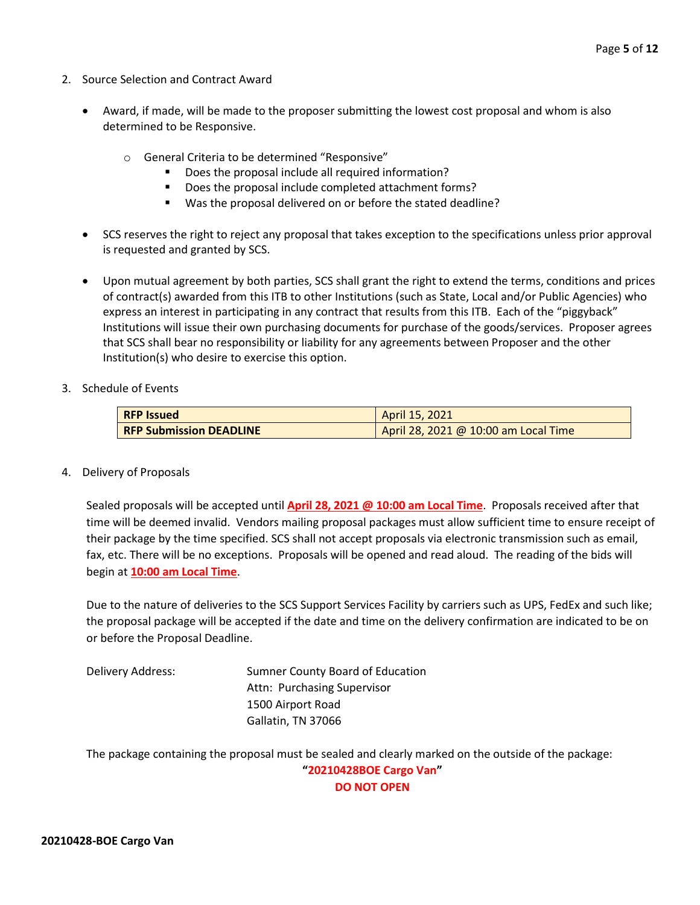2. Source Selection and Contract Award

   - Award, if made, will be made to the proposer submitting the lowest cost proposal and whom is also determined to be Responsive.
     - General Criteria to be determined "Responsive"
       - Does the proposal include all required information?
       - Does the proposal include completed attachment forms?
       - Was the proposal delivered on or before the stated deadline?
   - SCS reserves the right to reject any proposal that takes exception to the specifications unless prior approval is requested and granted by SCS.
   - Upon mutual agreement by both parties, SCS shall grant the right to extend the terms, conditions and prices of contract(s) awarded from this ITB to other Institutions (such as State, Local and/or Public Agencies) who express an interest in participating in any contract that results from this ITB. Each of the "piggyback" Institutions will issue their own purchasing documents for purchase of the goods/services. Proposer agrees that SCS shall bear no responsibility or liability for any agreements between Proposer and the other Institution(s) who desire to exercise this option.

3. Schedule of Events

| **RFP Issued** | April 15, 2021 |
|---|---|
| **RFP Submission DEADLINE** | April 28, 2021 @ 10:00 am Local Time |

4. Delivery of Proposals

   Sealed proposals will be accepted until **April 28, 2021 @ 10:00 am Local Time**. Proposals received after that time will be deemed invalid. Vendors mailing proposal packages must allow sufficient time to ensure receipt of their package by the time specified. SCS shall not accept proposals via electronic transmission such as email, fax, etc. There will be no exceptions. Proposals will be opened and read aloud. The reading of the bids will begin at **10:00 am Local Time**.

   Due to the nature of deliveries to the SCS Support Services Facility by carriers such as UPS, FedEx and such like; the proposal package will be accepted if the date and time on the delivery confirmation are indicated to be on or before the Proposal Deadline.

   Delivery Address:

   Sumner County Board of Education
   Attn: Purchasing Supervisor
   1500 Airport Road
   Gallatin, TN 37066

   The package containing the proposal must be sealed and clearly marked on the outside of the package:

   **"20210428BOE Cargo Van"**

   **DO NOT OPEN**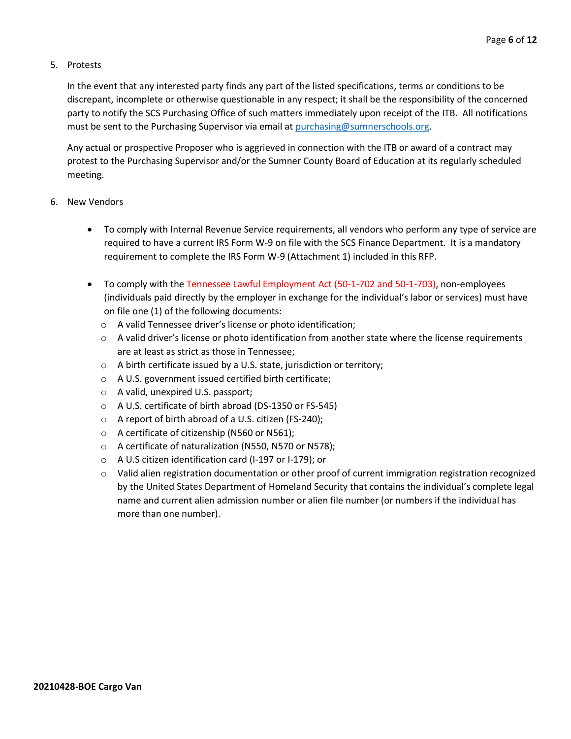5. Protests

   In the event that any interested party finds any part of the listed specifications, terms or conditions to be discrepant, incomplete or otherwise questionable in any respect; it shall be the responsibility of the concerned party to notify the SCS Purchasing Office of such matters immediately upon receipt of the ITB. All notifications must be sent to the Purchasing Supervisor via email at purchasing@sumnerschools.org.

   Any actual or prospective Proposer who is aggrieved in connection with the ITB or award of a contract may protest to the Purchasing Supervisor and/or the Sumner County Board of Education at its regularly scheduled meeting.

6. New Vendors

   - To comply with Internal Revenue Service requirements, all vendors who perform any type of service are required to have a current IRS Form W-9 on file with the SCS Finance Department. It is a mandatory requirement to complete the IRS Form W-9 (Attachment 1) included in this RFP.

   - To comply with the Tennessee Lawful Employment Act (50-1-702 and 50-1-703), non-employees (individuals paid directly by the employer in exchange for the individual's labor or services) must have on file one (1) of the following documents:
     - A valid Tennessee driver's license or photo identification;
     - A valid driver's license or photo identification from another state where the license requirements are at least as strict as those in Tennessee;
     - A birth certificate issued by a U.S. state, jurisdiction or territory;
     - A U.S. government issued certified birth certificate;
     - A valid, unexpired U.S. passport;
     - A U.S. certificate of birth abroad (DS-1350 or FS-545)
     - A report of birth abroad of a U.S. citizen (FS-240);
     - A certificate of citizenship (N560 or N561);
     - A certificate of naturalization (N550, N570 or N578);
     - A U.S citizen identification card (I-197 or I-179); or
     - Valid alien registration documentation or other proof of current immigration registration recognized by the United States Department of Homeland Security that contains the individual's complete legal name and current alien admission number or alien file number (or numbers if the individual has more than one number).

**20210428-BOE Cargo Van**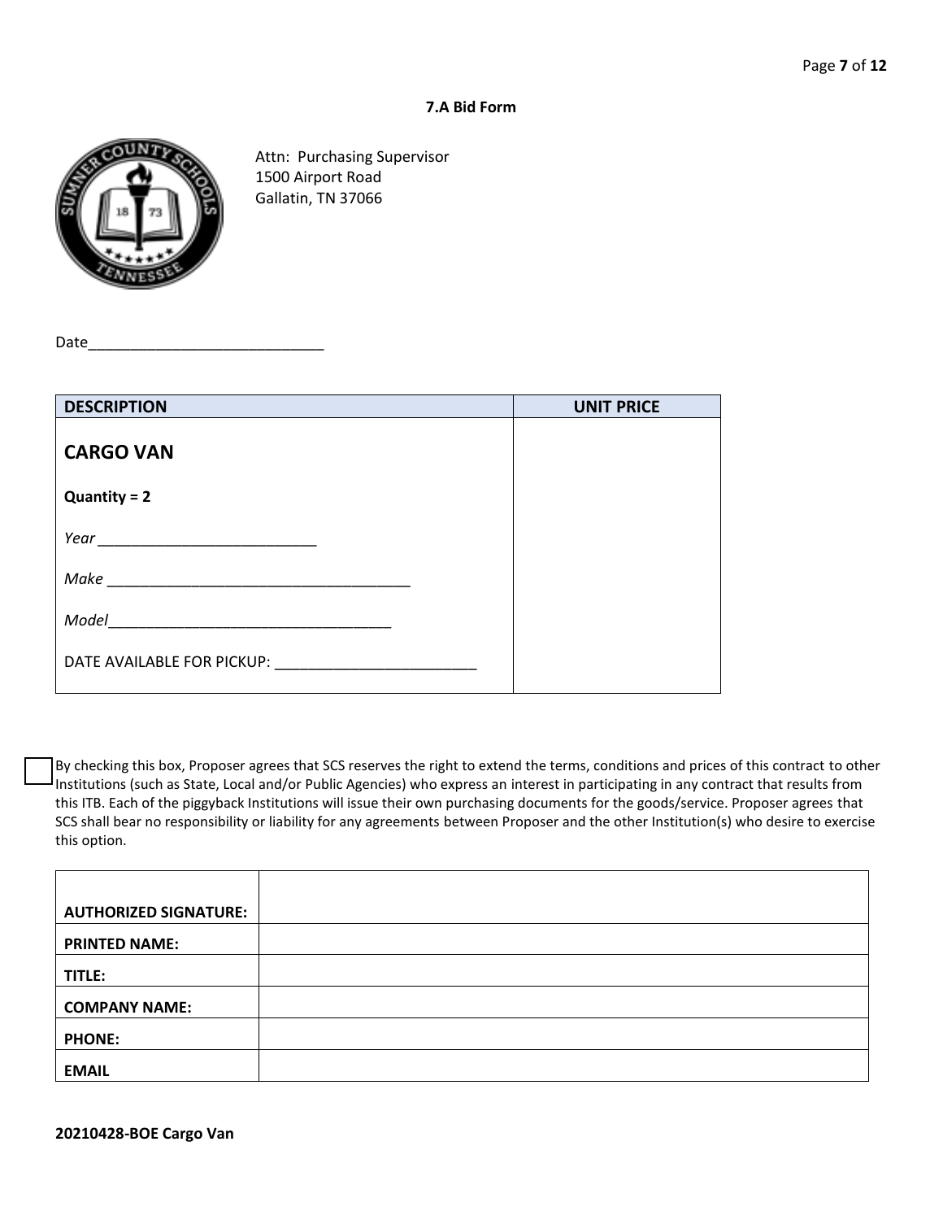### 7.A Bid Form

Attn: Purchasing Supervisor
1500 Airport Road
Gallatin, TN 37066

Date_____________________________

| DESCRIPTION | UNIT PRICE |
|---|---|
| **CARGO VAN**<br><br>**Quantity = 2**<br><br>*Year* ___________________________<br><br>*Make* _____________________________________<br><br>*Model*___________________________________<br><br>DATE AVAILABLE FOR PICKUP: _________________________ | |

☐ By checking this box, Proposer agrees that SCS reserves the right to extend the terms, conditions and prices of this contract to other Institutions (such as State, Local and/or Public Agencies) who express an interest in participating in any contract that results from this ITB. Each of the piggyback Institutions will issue their own purchasing documents for the goods/service. Proposer agrees that SCS shall bear no responsibility or liability for any agreements between Proposer and the other Institution(s) who desire to exercise this option.

| | |
|---|---|
| **AUTHORIZED SIGNATURE:** | |
| **PRINTED NAME:** | |
| **TITLE:** | |
| **COMPANY NAME:** | |
| **PHONE:** | |
| **EMAIL** | |

**20210428-BOE Cargo Van**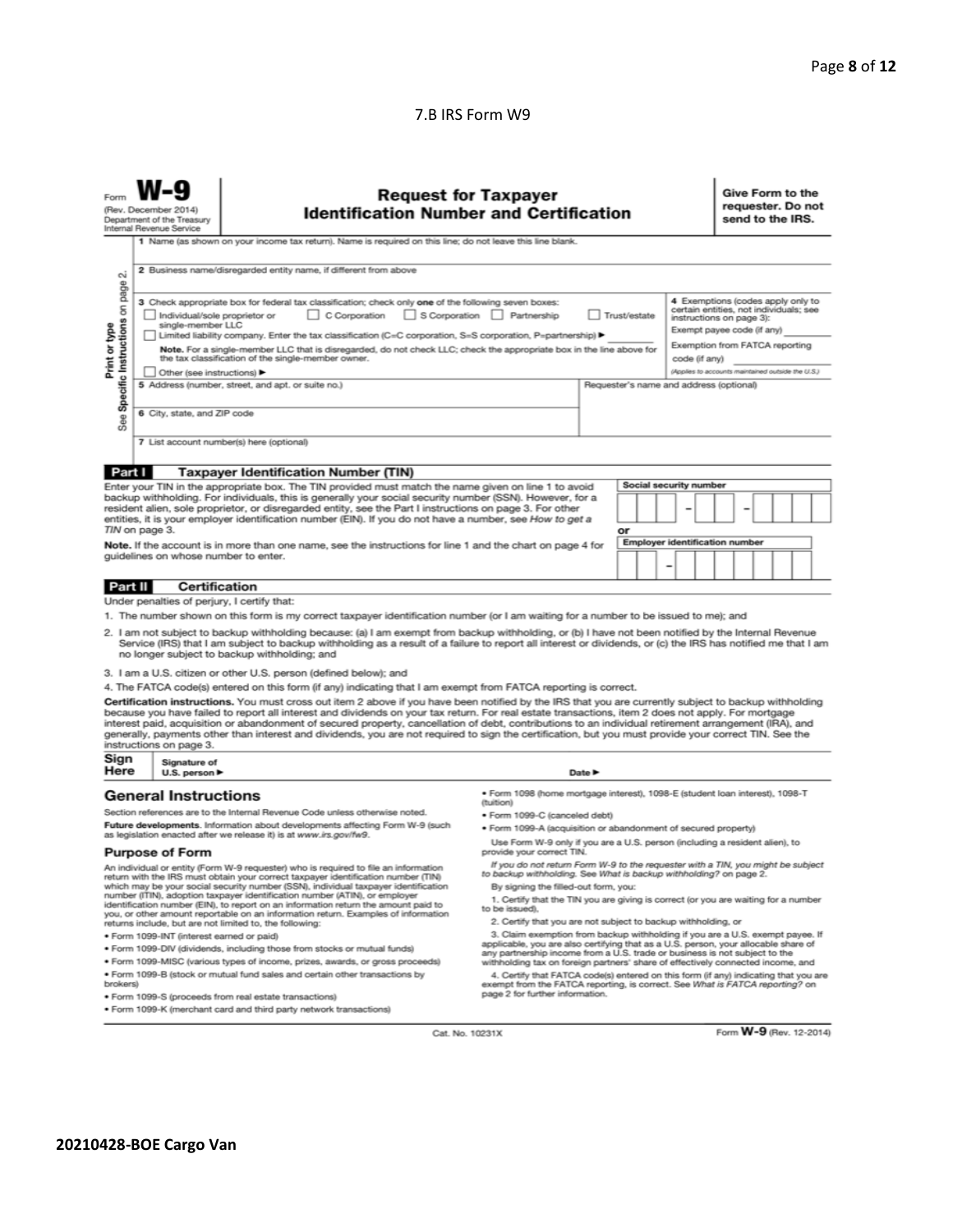7.B IRS Form W9

Form **W-9**
(Rev. December 2014)
Department of the Treasury
Internal Revenue Service

# Request for Taxpayer Identification Number and Certification

**Give Form to the requester. Do not send to the IRS.**

Print or type
See **Specific Instructions** on page 2.

1 Name (as shown on your income tax return). Name is required on this line; do not leave this line blank.

2 Business name/disregarded entity name, if different from above

3 Check appropriate box for federal tax classification; check only **one** of the following seven boxes:
☐ Individual/sole proprietor or single-member LLC ☐ C Corporation ☐ S Corporation ☐ Partnership ☐ Trust/estate
☐ Limited liability company. Enter the tax classification (C=C corporation, S=S corporation, P=partnership) ►
**Note.** For a single-member LLC that is disregarded, do not check LLC; check the appropriate box in the line above for the tax classification of the single-member owner.
☐ Other (see instructions) ►

4 Exemptions (codes apply only to certain entities, not individuals; see instructions on page 3):
Exempt payee code (if any)
Exemption from FATCA reporting code (if any)
*(Applies to accounts maintained outside the U.S.)*

5 Address (number, street, and apt. or suite no.)

Requester's name and address (optional)

6 City, state, and ZIP code

7 List account number(s) here (optional)

## Part I Taxpayer Identification Number (TIN)

Enter your TIN in the appropriate box. The TIN provided must match the name given on line 1 to avoid backup withholding. For individuals, this is generally your social security number (SSN). However, for a resident alien, sole proprietor, or disregarded entity, see the Part I instructions on page 3. For other entities, it is your employer identification number (EIN). If you do not have a number, see *How to get a TIN* on page 3.

**Note.** If the account is in more than one name, see the instructions for line 1 and the chart on page 4 for guidelines on whose number to enter.

**Social security number**
☐☐☐ – ☐☐ – ☐☐☐☐

or

**Employer identification number**
☐☐ – ☐☐☐☐☐☐☐

## Part II Certification

Under penalties of perjury, I certify that:

1. The number shown on this form is my correct taxpayer identification number (or I am waiting for a number to be issued to me); and
2. I am not subject to backup withholding because: (a) I am exempt from backup withholding, or (b) I have not been notified by the Internal Revenue Service (IRS) that I am subject to backup withholding as a result of a failure to report all interest or dividends, or (c) the IRS has notified me that I am no longer subject to backup withholding; and
3. I am a U.S. citizen or other U.S. person (defined below); and
4. The FATCA code(s) entered on this form (if any) indicating that I am exempt from FATCA reporting is correct.

**Certification instructions.** You must cross out item 2 above if you have been notified by the IRS that you are currently subject to backup withholding because you have failed to report all interest and dividends on your tax return. For real estate transactions, item 2 does not apply. For mortgage interest paid, acquisition or abandonment of secured property, cancellation of debt, contributions to an individual retirement arrangement (IRA), and generally, payments other than interest and dividends, you are not required to sign the certification, but you must provide your correct TIN. See the instructions on page 3.

**Sign Here** Signature of U.S. person ► Date ►

## General Instructions

Section references are to the Internal Revenue Code unless otherwise noted.

**Future developments.** Information about developments affecting Form W-9 (such as legislation enacted after we release it) is at *www.irs.gov/fw9*.

### Purpose of Form

An individual or entity (Form W-9 requester) who is required to file an information return with the IRS must obtain your correct taxpayer identification number (TIN) which may be your social security number (SSN), individual taxpayer identification number (ITIN), adoption taxpayer identification number (ATIN), or employer identification number (EIN), to report on an information return the amount paid to you, or other amount reportable on an information return. Examples of information returns include, but are not limited to, the following:

- Form 1099-INT (interest earned or paid)
- Form 1099-DIV (dividends, including those from stocks or mutual funds)
- Form 1099-MISC (various types of income, prizes, awards, or gross proceeds)
- Form 1099-B (stock or mutual fund sales and certain other transactions by brokers)
- Form 1099-S (proceeds from real estate transactions)
- Form 1099-K (merchant card and third party network transactions)
- Form 1098 (home mortgage interest), 1098-E (student loan interest), 1098-T (tuition)
- Form 1099-C (canceled debt)
- Form 1099-A (acquisition or abandonment of secured property)

Use Form W-9 only if you are a U.S. person (including a resident alien), to provide your correct TIN.

*If you do not return Form W-9 to the requester with a TIN, you might be subject to backup withholding. See What is backup withholding? on page 2.*

By signing the filled-out form, you:

1. Certify that the TIN you are giving is correct (or you are waiting for a number to be issued),
2. Certify that you are not subject to backup withholding, or
3. Claim exemption from backup withholding if you are a U.S. exempt payee. If applicable, you are also certifying that as a U.S. person, your allocable share of any partnership income from a U.S. trade or business is not subject to the withholding tax on foreign partners' share of effectively connected income, and
4. Certify that FATCA code(s) entered on this form (if any) indicating that you are exempt from the FATCA reporting, is correct. See *What is FATCA reporting?* on page 2 for further information.

Cat. No. 10231X Form **W-9** (Rev. 12-2014)

**20210428-BOE Cargo Van**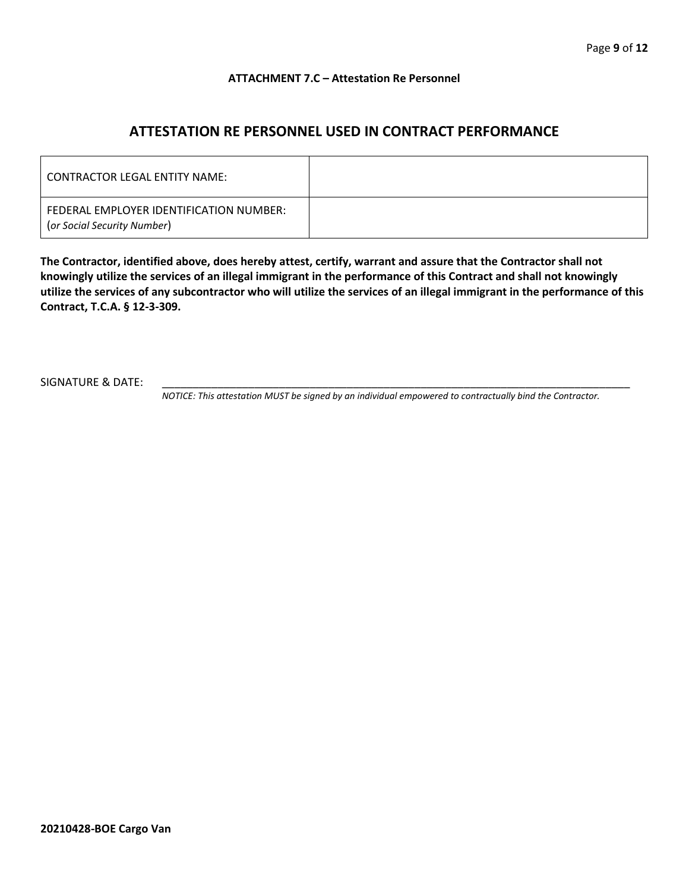**ATTACHMENT 7.C – Attestation Re Personnel**

## ATTESTATION RE PERSONNEL USED IN CONTRACT PERFORMANCE

| CONTRACTOR LEGAL ENTITY NAME: | |
|---|---|
| FEDERAL EMPLOYER IDENTIFICATION NUMBER: (*or Social Security Number*) | |

**The Contractor, identified above, does hereby attest, certify, warrant and assure that the Contractor shall not knowingly utilize the services of an illegal immigrant in the performance of this Contract and shall not knowingly utilize the services of any subcontractor who will utilize the services of an illegal immigrant in the performance of this Contract, T.C.A. § 12-3-309.**

SIGNATURE & DATE: ______________________________________________________________

*NOTICE: This attestation MUST be signed by an individual empowered to contractually bind the Contractor.*

**20210428-BOE Cargo Van**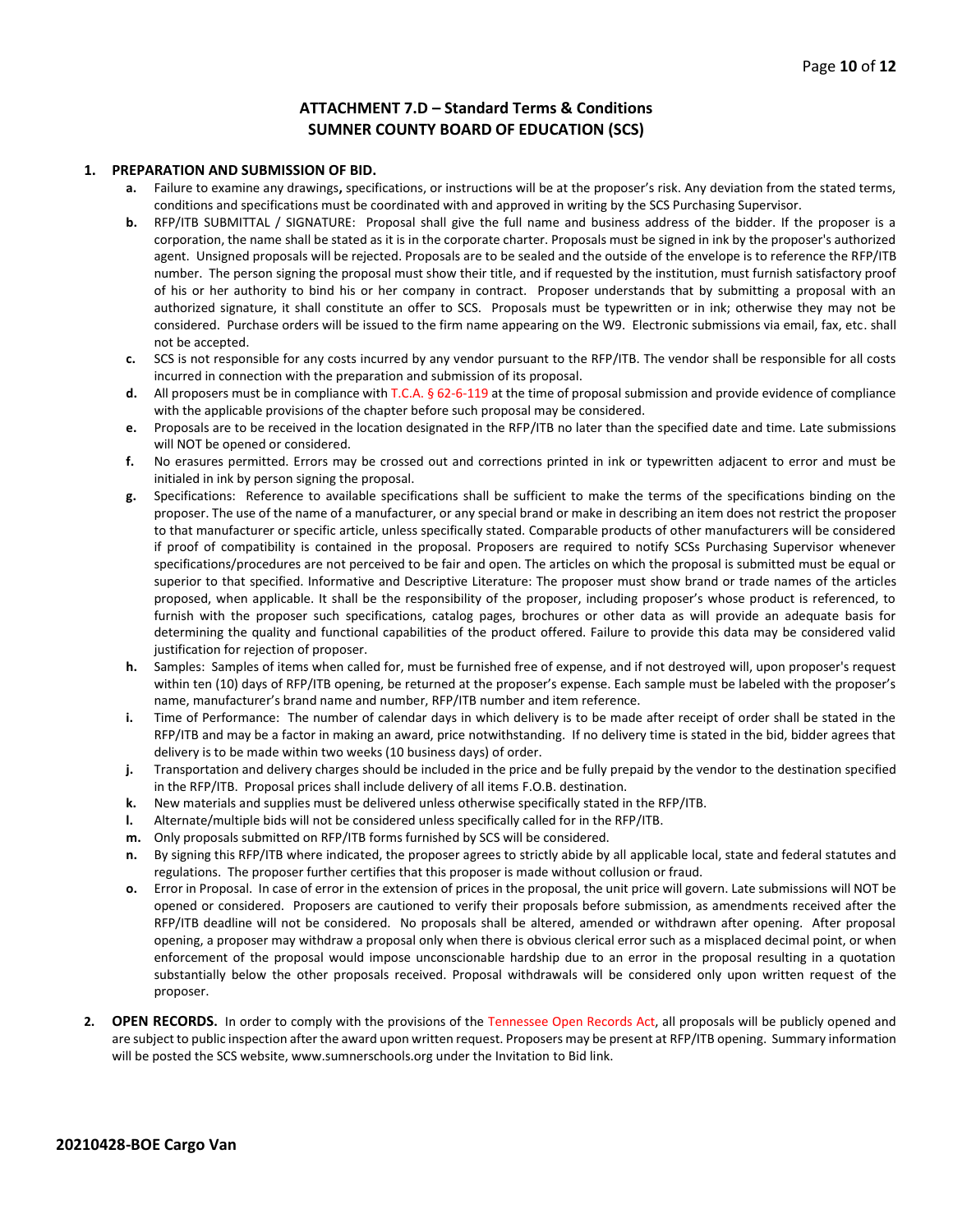## ATTACHMENT 7.D – Standard Terms & Conditions
## SUMNER COUNTY BOARD OF EDUCATION (SCS)

1. **PREPARATION AND SUBMISSION OF BID.**
   - **a.** Failure to examine any drawings**,** specifications, or instructions will be at the proposer's risk. Any deviation from the stated terms, conditions and specifications must be coordinated with and approved in writing by the SCS Purchasing Supervisor.
   - **b.** RFP/ITB SUBMITTAL / SIGNATURE: Proposal shall give the full name and business address of the bidder. If the proposer is a corporation, the name shall be stated as it is in the corporate charter. Proposals must be signed in ink by the proposer's authorized agent. Unsigned proposals will be rejected. Proposals are to be sealed and the outside of the envelope is to reference the RFP/ITB number. The person signing the proposal must show their title, and if requested by the institution, must furnish satisfactory proof of his or her authority to bind his or her company in contract. Proposer understands that by submitting a proposal with an authorized signature, it shall constitute an offer to SCS. Proposals must be typewritten or in ink; otherwise they may not be considered. Purchase orders will be issued to the firm name appearing on the W9. Electronic submissions via email, fax, etc. shall not be accepted.
   - **c.** SCS is not responsible for any costs incurred by any vendor pursuant to the RFP/ITB. The vendor shall be responsible for all costs incurred in connection with the preparation and submission of its proposal.
   - **d.** All proposers must be in compliance with T.C.A. § 62-6-119 at the time of proposal submission and provide evidence of compliance with the applicable provisions of the chapter before such proposal may be considered.
   - **e.** Proposals are to be received in the location designated in the RFP/ITB no later than the specified date and time. Late submissions will NOT be opened or considered.
   - **f.** No erasures permitted. Errors may be crossed out and corrections printed in ink or typewritten adjacent to error and must be initialed in ink by person signing the proposal.
   - **g.** Specifications: Reference to available specifications shall be sufficient to make the terms of the specifications binding on the proposer. The use of the name of a manufacturer, or any special brand or make in describing an item does not restrict the proposer to that manufacturer or specific article, unless specifically stated. Comparable products of other manufacturers will be considered if proof of compatibility is contained in the proposal. Proposers are required to notify SCSs Purchasing Supervisor whenever specifications/procedures are not perceived to be fair and open. The articles on which the proposal is submitted must be equal or superior to that specified. Informative and Descriptive Literature: The proposer must show brand or trade names of the articles proposed, when applicable. It shall be the responsibility of the proposer, including proposer's whose product is referenced, to furnish with the proposer such specifications, catalog pages, brochures or other data as will provide an adequate basis for determining the quality and functional capabilities of the product offered. Failure to provide this data may be considered valid justification for rejection of proposer.
   - **h.** Samples: Samples of items when called for, must be furnished free of expense, and if not destroyed will, upon proposer's request within ten (10) days of RFP/ITB opening, be returned at the proposer's expense. Each sample must be labeled with the proposer's name, manufacturer's brand name and number, RFP/ITB number and item reference.
   - **i.** Time of Performance: The number of calendar days in which delivery is to be made after receipt of order shall be stated in the RFP/ITB and may be a factor in making an award, price notwithstanding. If no delivery time is stated in the bid, bidder agrees that delivery is to be made within two weeks (10 business days) of order.
   - **j.** Transportation and delivery charges should be included in the price and be fully prepaid by the vendor to the destination specified in the RFP/ITB. Proposal prices shall include delivery of all items F.O.B. destination.
   - **k.** New materials and supplies must be delivered unless otherwise specifically stated in the RFP/ITB.
   - **l.** Alternate/multiple bids will not be considered unless specifically called for in the RFP/ITB.
   - **m.** Only proposals submitted on RFP/ITB forms furnished by SCS will be considered.
   - **n.** By signing this RFP/ITB where indicated, the proposer agrees to strictly abide by all applicable local, state and federal statutes and regulations. The proposer further certifies that this proposer is made without collusion or fraud.
   - **o.** Error in Proposal. In case of error in the extension of prices in the proposal, the unit price will govern. Late submissions will NOT be opened or considered. Proposers are cautioned to verify their proposals before submission, as amendments received after the RFP/ITB deadline will not be considered. No proposals shall be altered, amended or withdrawn after opening. After proposal opening, a proposer may withdraw a proposal only when there is obvious clerical error such as a misplaced decimal point, or when enforcement of the proposal would impose unconscionable hardship due to an error in the proposal resulting in a quotation substantially below the other proposals received. Proposal withdrawals will be considered only upon written request of the proposer.

2. **OPEN RECORDS.** In order to comply with the provisions of the Tennessee Open Records Act, all proposals will be publicly opened and are subject to public inspection after the award upon written request. Proposers may be present at RFP/ITB opening. Summary information will be posted the SCS website, www.sumnerschools.org under the Invitation to Bid link.

**20210428-BOE Cargo Van**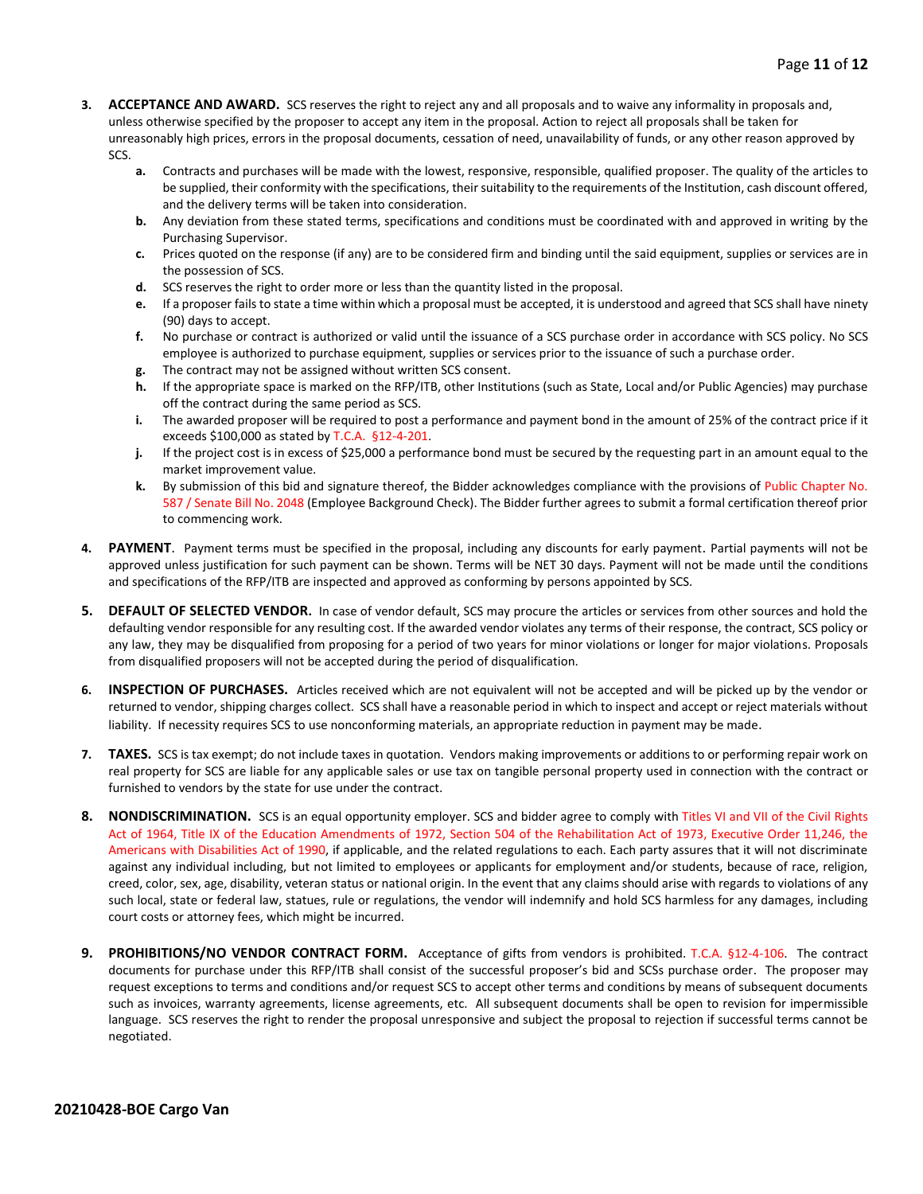3. **ACCEPTANCE AND AWARD.** SCS reserves the right to reject any and all proposals and to waive any informality in proposals and, unless otherwise specified by the proposer to accept any item in the proposal. Action to reject all proposals shall be taken for unreasonably high prices, errors in the proposal documents, cessation of need, unavailability of funds, or any other reason approved by SCS.
   - **a.** Contracts and purchases will be made with the lowest, responsive, responsible, qualified proposer. The quality of the articles to be supplied, their conformity with the specifications, their suitability to the requirements of the Institution, cash discount offered, and the delivery terms will be taken into consideration.
   - **b.** Any deviation from these stated terms, specifications and conditions must be coordinated with and approved in writing by the Purchasing Supervisor.
   - **c.** Prices quoted on the response (if any) are to be considered firm and binding until the said equipment, supplies or services are in the possession of SCS.
   - **d.** SCS reserves the right to order more or less than the quantity listed in the proposal.
   - **e.** If a proposer fails to state a time within which a proposal must be accepted, it is understood and agreed that SCS shall have ninety (90) days to accept.
   - **f.** No purchase or contract is authorized or valid until the issuance of a SCS purchase order in accordance with SCS policy. No SCS employee is authorized to purchase equipment, supplies or services prior to the issuance of such a purchase order.
   - **g.** The contract may not be assigned without written SCS consent.
   - **h.** If the appropriate space is marked on the RFP/ITB, other Institutions (such as State, Local and/or Public Agencies) may purchase off the contract during the same period as SCS.
   - **i.** The awarded proposer will be required to post a performance and payment bond in the amount of 25% of the contract price if it exceeds $100,000 as stated by T.C.A. §12-4-201.
   - **j.** If the project cost is in excess of $25,000 a performance bond must be secured by the requesting part in an amount equal to the market improvement value.
   - **k.** By submission of this bid and signature thereof, the Bidder acknowledges compliance with the provisions of Public Chapter No. 587 / Senate Bill No. 2048 (Employee Background Check). The Bidder further agrees to submit a formal certification thereof prior to commencing work.

4. **PAYMENT**. Payment terms must be specified in the proposal, including any discounts for early payment. Partial payments will not be approved unless justification for such payment can be shown. Terms will be NET 30 days. Payment will not be made until the conditions and specifications of the RFP/ITB are inspected and approved as conforming by persons appointed by SCS.

5. **DEFAULT OF SELECTED VENDOR.** In case of vendor default, SCS may procure the articles or services from other sources and hold the defaulting vendor responsible for any resulting cost. If the awarded vendor violates any terms of their response, the contract, SCS policy or any law, they may be disqualified from proposing for a period of two years for minor violations or longer for major violations. Proposals from disqualified proposers will not be accepted during the period of disqualification.

6. **INSPECTION OF PURCHASES.** Articles received which are not equivalent will not be accepted and will be picked up by the vendor or returned to vendor, shipping charges collect. SCS shall have a reasonable period in which to inspect and accept or reject materials without liability. If necessity requires SCS to use nonconforming materials, an appropriate reduction in payment may be made.

7. **TAXES.** SCS is tax exempt; do not include taxes in quotation. Vendors making improvements or additions to or performing repair work on real property for SCS are liable for any applicable sales or use tax on tangible personal property used in connection with the contract or furnished to vendors by the state for use under the contract.

8. **NONDISCRIMINATION.** SCS is an equal opportunity employer. SCS and bidder agree to comply with Titles VI and VII of the Civil Rights Act of 1964, Title IX of the Education Amendments of 1972, Section 504 of the Rehabilitation Act of 1973, Executive Order 11,246, the Americans with Disabilities Act of 1990, if applicable, and the related regulations to each. Each party assures that it will not discriminate against any individual including, but not limited to employees or applicants for employment and/or students, because of race, religion, creed, color, sex, age, disability, veteran status or national origin. In the event that any claims should arise with regards to violations of any such local, state or federal law, statues, rule or regulations, the vendor will indemnify and hold SCS harmless for any damages, including court costs or attorney fees, which might be incurred.

9. **PROHIBITIONS/NO VENDOR CONTRACT FORM.** Acceptance of gifts from vendors is prohibited. T.C.A. §12-4-106. The contract documents for purchase under this RFP/ITB shall consist of the successful proposer's bid and SCSs purchase order. The proposer may request exceptions to terms and conditions and/or request SCS to accept other terms and conditions by means of subsequent documents such as invoices, warranty agreements, license agreements, etc. All subsequent documents shall be open to revision for impermissible language. SCS reserves the right to render the proposal unresponsive and subject the proposal to rejection if successful terms cannot be negotiated.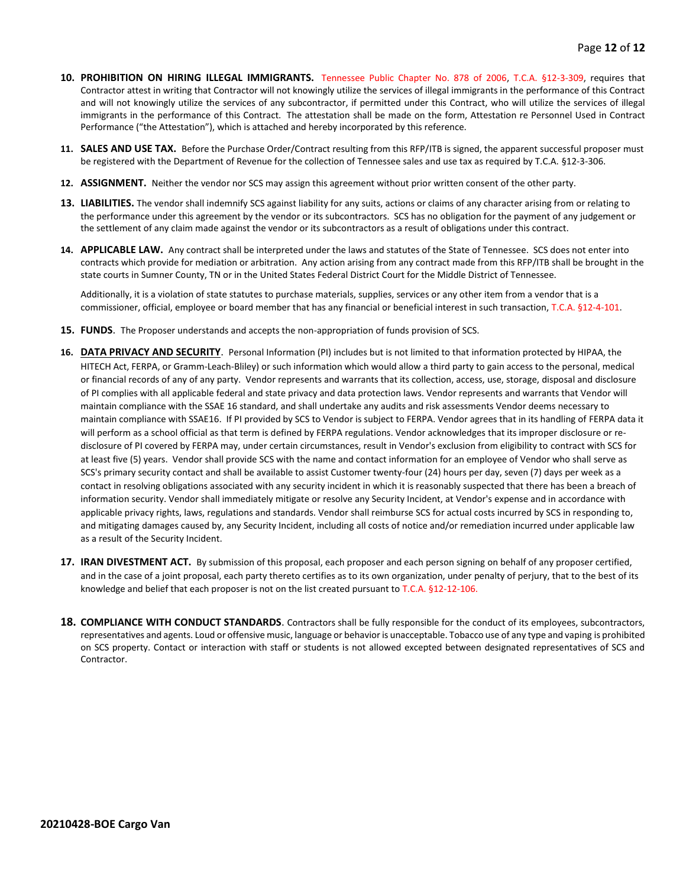10. **PROHIBITION ON HIRING ILLEGAL IMMIGRANTS.** Tennessee Public Chapter No. 878 of 2006, T.C.A. §12-3-309, requires that Contractor attest in writing that Contractor will not knowingly utilize the services of illegal immigrants in the performance of this Contract and will not knowingly utilize the services of any subcontractor, if permitted under this Contract, who will utilize the services of illegal immigrants in the performance of this Contract. The attestation shall be made on the form, Attestation re Personnel Used in Contract Performance ("the Attestation"), which is attached and hereby incorporated by this reference.

11. **SALES AND USE TAX.** Before the Purchase Order/Contract resulting from this RFP/ITB is signed, the apparent successful proposer must be registered with the Department of Revenue for the collection of Tennessee sales and use tax as required by T.C.A. §12-3-306.

12. **ASSIGNMENT.** Neither the vendor nor SCS may assign this agreement without prior written consent of the other party.

13. **LIABILITIES.** The vendor shall indemnify SCS against liability for any suits, actions or claims of any character arising from or relating to the performance under this agreement by the vendor or its subcontractors. SCS has no obligation for the payment of any judgement or the settlement of any claim made against the vendor or its subcontractors as a result of obligations under this contract.

14. **APPLICABLE LAW.** Any contract shall be interpreted under the laws and statutes of the State of Tennessee. SCS does not enter into contracts which provide for mediation or arbitration. Any action arising from any contract made from this RFP/ITB shall be brought in the state courts in Sumner County, TN or in the United States Federal District Court for the Middle District of Tennessee.

    Additionally, it is a violation of state statutes to purchase materials, supplies, services or any other item from a vendor that is a commissioner, official, employee or board member that has any financial or beneficial interest in such transaction, T.C.A. §12-4-101.

15. **FUNDS**. The Proposer understands and accepts the non-appropriation of funds provision of SCS.

16. **DATA PRIVACY AND SECURITY**. Personal Information (PI) includes but is not limited to that information protected by HIPAA, the HITECH Act, FERPA, or Gramm-Leach-Bliley) or such information which would allow a third party to gain access to the personal, medical or financial records of any of any party. Vendor represents and warrants that its collection, access, use, storage, disposal and disclosure of PI complies with all applicable federal and state privacy and data protection laws. Vendor represents and warrants that Vendor will maintain compliance with the SSAE 16 standard, and shall undertake any audits and risk assessments Vendor deems necessary to maintain compliance with SSAE16. If PI provided by SCS to Vendor is subject to FERPA. Vendor agrees that in its handling of FERPA data it will perform as a school official as that term is defined by FERPA regulations. Vendor acknowledges that its improper disclosure or re-disclosure of PI covered by FERPA may, under certain circumstances, result in Vendor's exclusion from eligibility to contract with SCS for at least five (5) years. Vendor shall provide SCS with the name and contact information for an employee of Vendor who shall serve as SCS's primary security contact and shall be available to assist Customer twenty-four (24) hours per day, seven (7) days per week as a contact in resolving obligations associated with any security incident in which it is reasonably suspected that there has been a breach of information security. Vendor shall immediately mitigate or resolve any Security Incident, at Vendor's expense and in accordance with applicable privacy rights, laws, regulations and standards. Vendor shall reimburse SCS for actual costs incurred by SCS in responding to, and mitigating damages caused by, any Security Incident, including all costs of notice and/or remediation incurred under applicable law as a result of the Security Incident.

17. **IRAN DIVESTMENT ACT.** By submission of this proposal, each proposer and each person signing on behalf of any proposer certified, and in the case of a joint proposal, each party thereto certifies as to its own organization, under penalty of perjury, that to the best of its knowledge and belief that each proposer is not on the list created pursuant to T.C.A. §12-12-106.

18. **COMPLIANCE WITH CONDUCT STANDARDS**. Contractors shall be fully responsible for the conduct of its employees, subcontractors, representatives and agents. Loud or offensive music, language or behavior is unacceptable. Tobacco use of any type and vaping is prohibited on SCS property. Contact or interaction with staff or students is not allowed excepted between designated representatives of SCS and Contractor.